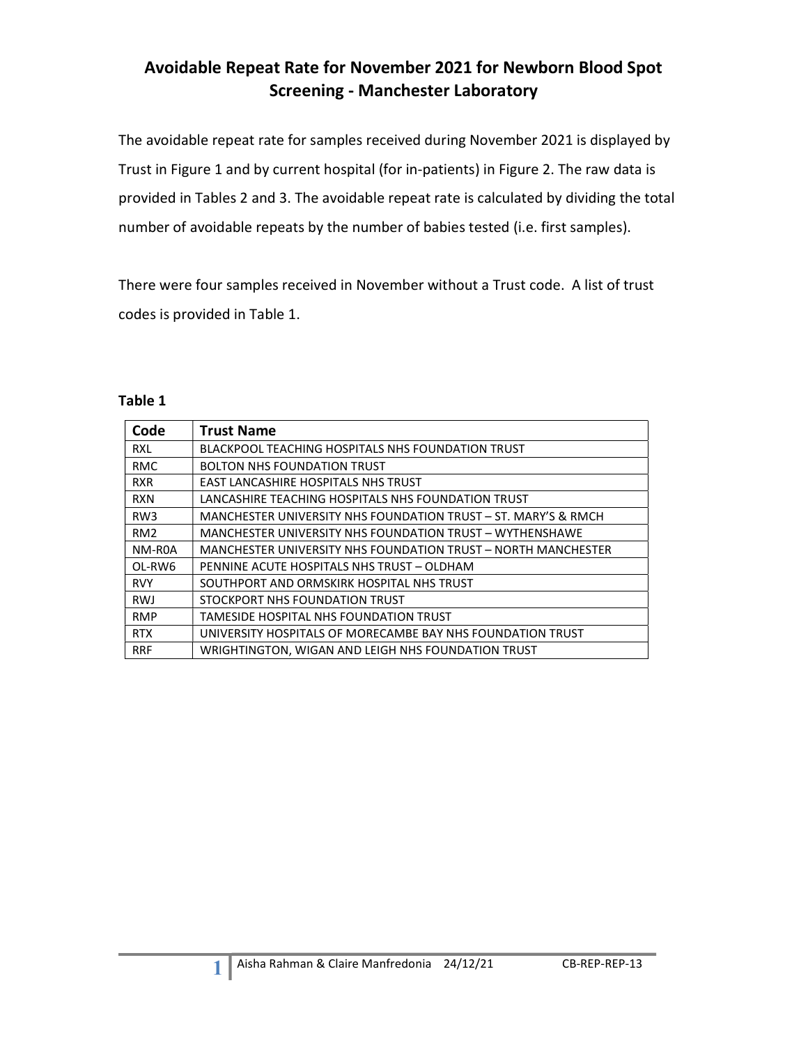# Avoidable Repeat Rate for November 2021 for Newborn Blood Spot Screening - Manchester Laboratory

The avoidable repeat rate for samples received during November 2021 is displayed by Trust in Figure 1 and by current hospital (for in-patients) in Figure 2. The raw data is provided in Tables 2 and 3. The avoidable repeat rate is calculated by dividing the total number of avoidable repeats by the number of babies tested (i.e. first samples).

There were four samples received in November without a Trust code. A list of trust codes is provided in Table 1.

**Table 1**

| Code | Trust Name |
|---|---|
| RXL | BLACKPOOL TEACHING HOSPITALS NHS FOUNDATION TRUST |
| RMC | BOLTON NHS FOUNDATION TRUST |
| RXR | EAST LANCASHIRE HOSPITALS NHS TRUST |
| RXN | LANCASHIRE TEACHING HOSPITALS NHS FOUNDATION TRUST |
| RW3 | MANCHESTER UNIVERSITY NHS FOUNDATION TRUST – ST. MARY'S & RMCH |
| RM2 | MANCHESTER UNIVERSITY NHS FOUNDATION TRUST – WYTHENSHAWE |
| NM-R0A | MANCHESTER UNIVERSITY NHS FOUNDATION TRUST – NORTH MANCHESTER |
| OL-RW6 | PENNINE ACUTE HOSPITALS NHS TRUST – OLDHAM |
| RVY | SOUTHPORT AND ORMSKIRK HOSPITAL NHS TRUST |
| RWJ | STOCKPORT NHS FOUNDATION TRUST |
| RMP | TAMESIDE HOSPITAL NHS FOUNDATION TRUST |
| RTX | UNIVERSITY HOSPITALS OF MORECAMBE BAY NHS FOUNDATION TRUST |
| RRF | WRIGHTINGTON, WIGAN AND LEIGH NHS FOUNDATION TRUST |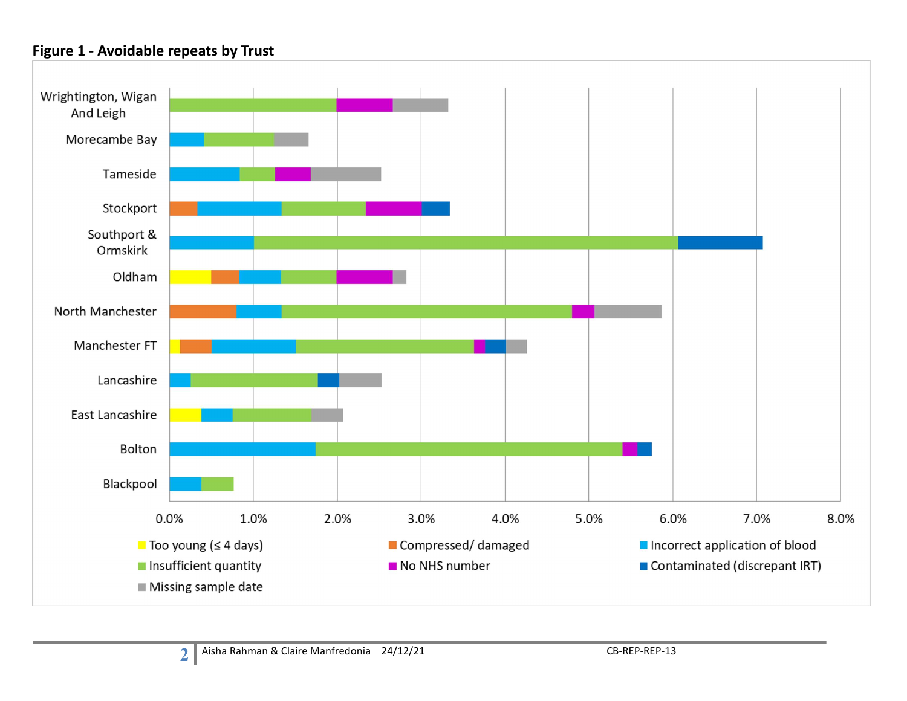**Figure 1 - Avoidable repeats by Trust**

| Trust |
|---|
| Wrightington, Wigan And Leigh |
| Morecambe Bay |
| Tameside |
| Stockport |
| Southport & Ormskirk |
| Oldham |
| North Manchester |
| Manchester FT |
| Lancashire |
| East Lancashire |
| Bolton |
| Blackpool |

X-axis: 0.0% 1.0% 2.0% 3.0% 4.0% 5.0% 6.0% 7.0% 8.0%

Legend: Too young (≤ 4 days); Compressed/ damaged; Incorrect application of blood; Insufficient quantity; No NHS number; Contaminated (discrepant IRT); Missing sample date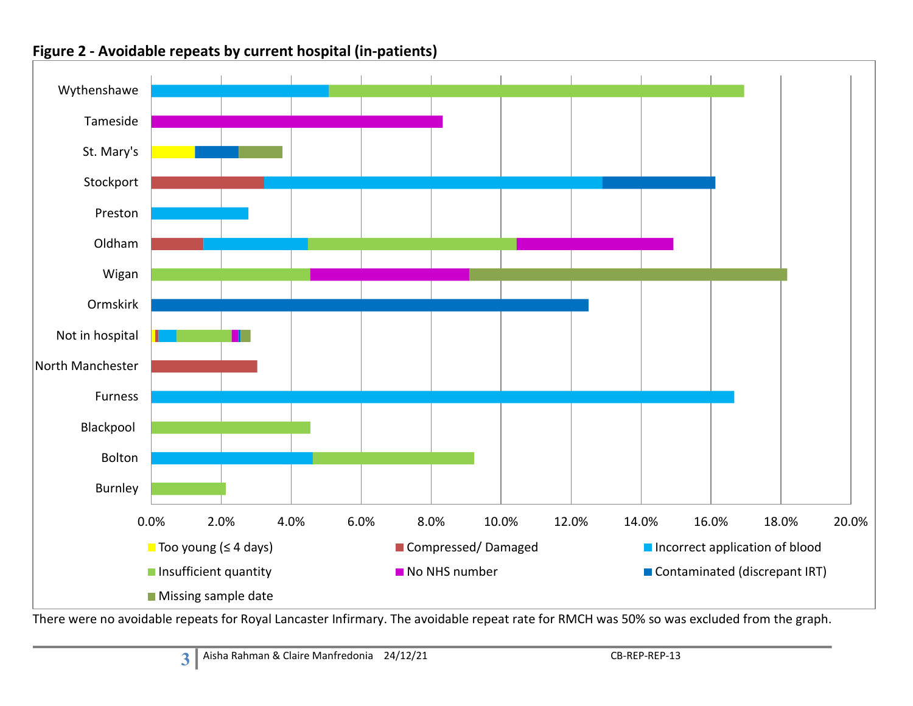**Figure 2 - Avoidable repeats by current hospital (in-patients)**

There were no avoidable repeats for Royal Lancaster Infirmary. The avoidable repeat rate for RMCH was 50% so was excluded from the graph.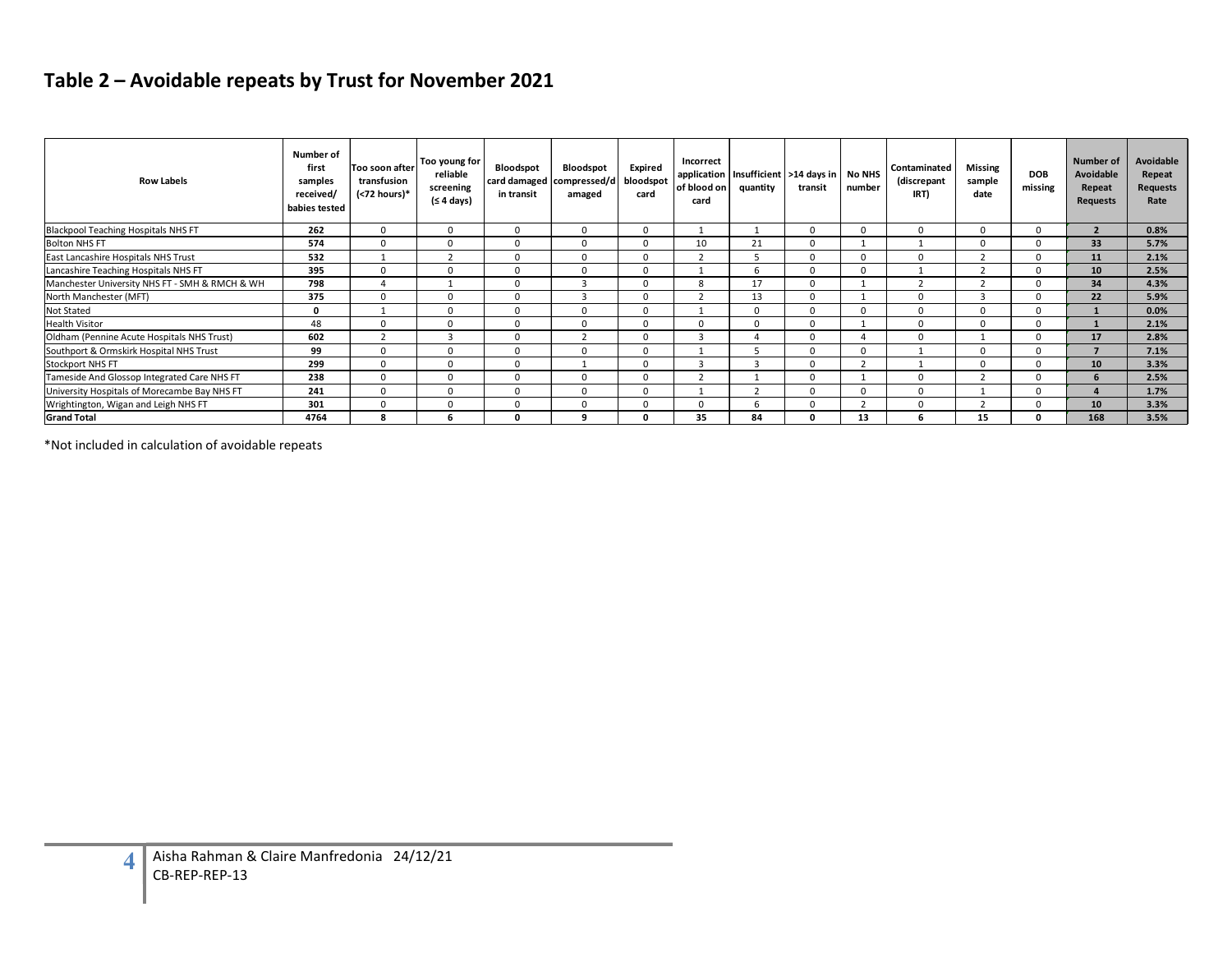## Table 2 – Avoidable repeats by Trust for November 2021

| Row Labels | Number of first samples received/ babies tested | Too soon after transfusion (<72 hours)* | Too young for reliable screening (≤ 4 days) | Bloodspot card damaged in transit | Bloodspot compressed/damaged | Expired bloodspot card | Incorrect application of blood on card | Insufficient quantity | >14 days in transit | No NHS number | Contaminated (discrepant IRT) | Missing sample date | DOB missing | Number of Avoidable Repeat Requests | Avoidable Repeat Requests Rate |
|---|---|---|---|---|---|---|---|---|---|---|---|---|---|---|---|
| Blackpool Teaching Hospitals NHS FT | **262** | 0 | 0 | 0 | 0 | 0 | 1 | 1 | 0 | 0 | 0 | 0 | 0 | **2** | **0.8%** |
| Bolton NHS FT | **574** | 0 | 0 | 0 | 0 | 0 | 10 | 21 | 0 | 1 | 1 | 0 | 0 | **33** | **5.7%** |
| East Lancashire Hospitals NHS Trust | **532** | 1 | 2 | 0 | 0 | 0 | 2 | 5 | 0 | 0 | 0 | 2 | 0 | **11** | **2.1%** |
| Lancashire Teaching Hospitals NHS FT | **395** | 0 | 0 | 0 | 0 | 0 | 1 | 6 | 0 | 0 | 1 | 2 | 0 | **10** | **2.5%** |
| Manchester University NHS FT - SMH & RMCH & WH | **798** | 4 | 1 | 0 | 3 | 0 | 8 | 17 | 0 | 1 | 2 | 2 | 0 | **34** | **4.3%** |
| North Manchester (MFT) | **375** | 0 | 0 | 0 | 3 | 0 | 2 | 13 | 0 | 1 | 0 | 3 | 0 | **22** | **5.9%** |
| Not Stated | **0** | 1 | 0 | 0 | 0 | 0 | 1 | 0 | 0 | 0 | 0 | 0 | 0 | **1** | **0.0%** |
| Health Visitor | 48 | 0 | 0 | 0 | 0 | 0 | 0 | 0 | 0 | 1 | 0 | 0 | 0 | **1** | **2.1%** |
| Oldham (Pennine Acute Hospitals NHS Trust) | **602** | 2 | 3 | 0 | 2 | 0 | 3 | 4 | 0 | 4 | 0 | 1 | 0 | **17** | **2.8%** |
| Southport & Ormskirk Hospital NHS Trust | **99** | 0 | 0 | 0 | 0 | 0 | 1 | 5 | 0 | 0 | 1 | 0 | 0 | **7** | **7.1%** |
| Stockport NHS FT | **299** | 0 | 0 | 0 | 1 | 0 | 3 | 3 | 0 | 2 | 1 | 0 | 0 | **10** | **3.3%** |
| Tameside And Glossop Integrated Care NHS FT | **238** | 0 | 0 | 0 | 0 | 0 | 2 | 1 | 0 | 1 | 0 | 2 | 0 | **6** | **2.5%** |
| University Hospitals of Morecambe Bay NHS FT | **241** | 0 | 0 | 0 | 0 | 0 | 1 | 2 | 0 | 0 | 0 | 1 | 0 | **4** | **1.7%** |
| Wrightington, Wigan and Leigh NHS FT | **301** | 0 | 0 | 0 | 0 | 0 | 0 | 6 | 0 | 2 | 0 | 2 | 0 | **10** | **3.3%** |
| **Grand Total** | **4764** | **8** | **6** | **0** | **9** | **0** | **35** | **84** | **0** | **13** | **6** | **15** | **0** | **168** | **3.5%** |

*Not included in calculation of avoidable repeats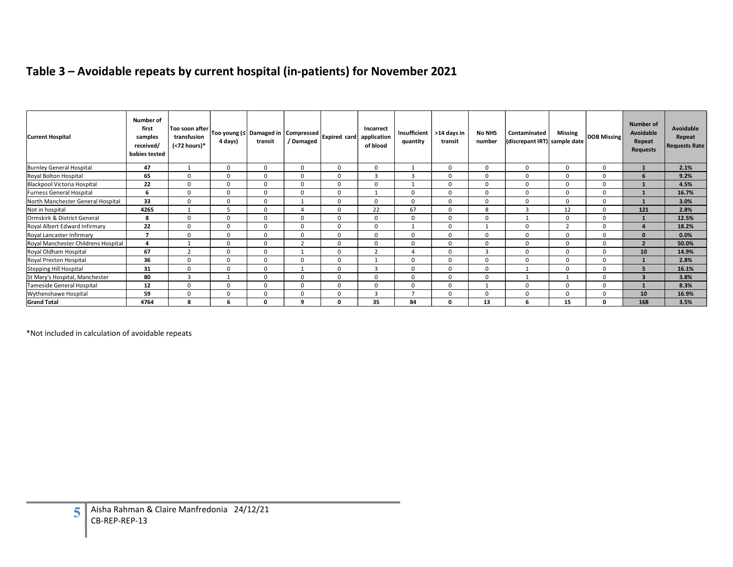## Table 3 – Avoidable repeats by current hospital (in-patients) for November 2021

| Current Hospital | Number of first samples received/ babies tested | Too soon after transfusion (<72 hours)* | Too young (≤ 4 days) | Damaged in transit | Compressed / Damaged | Expired card | Incorrect application of blood | Insufficient quantity | >14 days in transit | No NHS number | Contaminated (discrepant IRT) | Missing sample date | DOB Missing | Number of Avoidable Repeat Requests | Avoidable Repeat Requests Rate |
|---|---|---|---|---|---|---|---|---|---|---|---|---|---|---|---|
| Burnley General Hospital | **47** | 1 | 0 | 0 | 0 | 0 | 0 | 1 | 0 | 0 | 0 | 0 | 0 | **1** | **2.1%** |
| Royal Bolton Hospital | **65** | 0 | 0 | 0 | 0 | 0 | 3 | 3 | 0 | 0 | 0 | 0 | 0 | **6** | **9.2%** |
| Blackpool Victoria Hospital | **22** | 0 | 0 | 0 | 0 | 0 | 0 | 1 | 0 | 0 | 0 | 0 | 0 | **1** | **4.5%** |
| Furness General Hospital | **6** | 0 | 0 | 0 | 0 | 0 | 1 | 0 | 0 | 0 | 0 | 0 | 0 | **1** | **16.7%** |
| North Manchester General Hospital | **33** | 0 | 0 | 0 | 1 | 0 | 0 | 0 | 0 | 0 | 0 | 0 | 0 | **1** | **3.0%** |
| Not in hospital | **4265** | 1 | 5 | 0 | 4 | 0 | 22 | 67 | 0 | 8 | 3 | 12 | 0 | **121** | **2.8%** |
| Ormskirk & District General | **8** | 0 | 0 | 0 | 0 | 0 | 0 | 0 | 0 | 0 | 1 | 0 | 0 | **1** | **12.5%** |
| Royal Albert Edward Infirmary | **22** | 0 | 0 | 0 | 0 | 0 | 0 | 1 | 0 | 1 | 0 | 2 | 0 | **4** | **18.2%** |
| Royal Lancaster Infirmary | **7** | 0 | 0 | 0 | 0 | 0 | 0 | 0 | 0 | 0 | 0 | 0 | 0 | **0** | **0.0%** |
| Royal Manchester Childrens Hospital | **4** | 1 | 0 | 0 | 2 | 0 | 0 | 0 | 0 | 0 | 0 | 0 | 0 | **2** | **50.0%** |
| Royal Oldham Hospital | **67** | 2 | 0 | 0 | 1 | 0 | 2 | 4 | 0 | 3 | 0 | 0 | 0 | **10** | **14.9%** |
| Royal Preston Hospital | **36** | 0 | 0 | 0 | 0 | 0 | 1 | 0 | 0 | 0 | 0 | 0 | 0 | **1** | **2.8%** |
| Stepping Hill Hospital | **31** | 0 | 0 | 0 | 1 | 0 | 3 | 0 | 0 | 0 | 1 | 0 | 0 | **5** | **16.1%** |
| St Mary's Hospital, Manchester | **80** | 3 | 1 | 0 | 0 | 0 | 0 | 0 | 0 | 0 | 1 | 1 | 0 | **3** | **3.8%** |
| Tameside General Hospital | **12** | 0 | 0 | 0 | 0 | 0 | 0 | 0 | 0 | 1 | 0 | 0 | 0 | **1** | **8.3%** |
| Wythenshawe Hospital | **59** | 0 | 0 | 0 | 0 | 0 | 3 | 7 | 0 | 0 | 0 | 0 | 0 | **10** | **16.9%** |
| **Grand Total** | **4764** | **8** | **6** | **0** | **9** | **0** | **35** | **84** | **0** | **13** | **6** | **15** | **0** | **168** | **3.5%** |

*Not included in calculation of avoidable repeats

Aisha Rahman & Claire Manfredonia 24/12/21
CB-REP-REP-13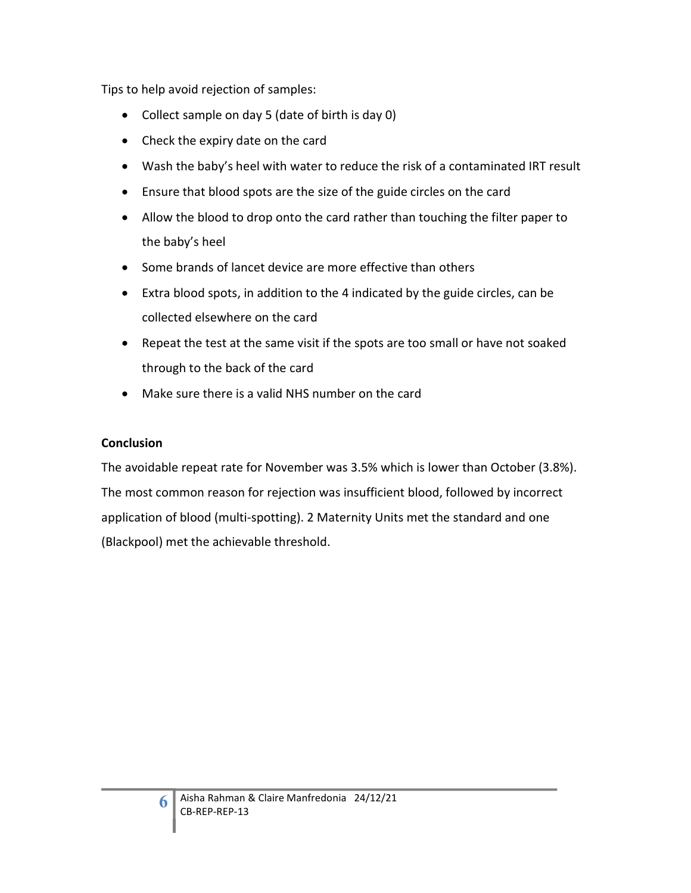Tips to help avoid rejection of samples:

- Collect sample on day 5 (date of birth is day 0)
- Check the expiry date on the card
- Wash the baby's heel with water to reduce the risk of a contaminated IRT result
- Ensure that blood spots are the size of the guide circles on the card
- Allow the blood to drop onto the card rather than touching the filter paper to the baby's heel
- Some brands of lancet device are more effective than others
- Extra blood spots, in addition to the 4 indicated by the guide circles, can be collected elsewhere on the card
- Repeat the test at the same visit if the spots are too small or have not soaked through to the back of the card
- Make sure there is a valid NHS number on the card

**Conclusion**

The avoidable repeat rate for November was 3.5% which is lower than October (3.8%). The most common reason for rejection was insufficient blood, followed by incorrect application of blood (multi-spotting). 2 Maternity Units met the standard and one (Blackpool) met the achievable threshold.